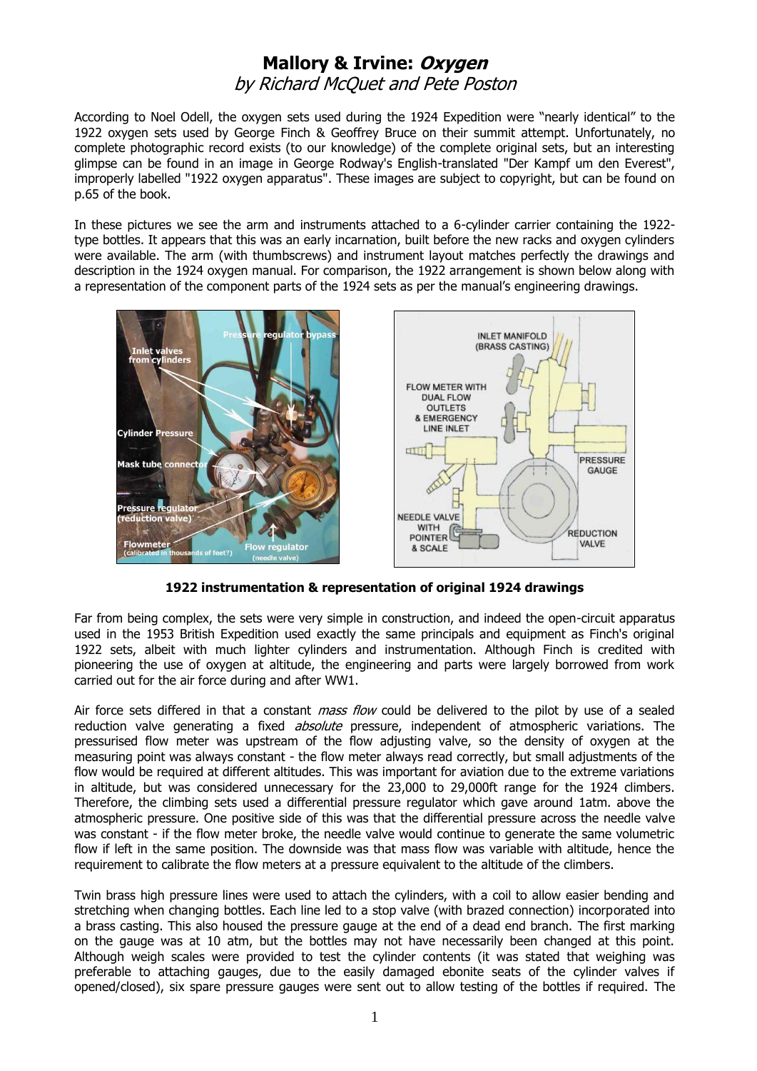# Mallory & Irvine: *Oxygen*

*by Richard McQuet and Pete Poston*

According to Noel Odell, the oxygen sets used during the 1924 Expedition were "nearly identical" to the 1922 oxygen sets used by George Finch & Geoffrey Bruce on their summit attempt. Unfortunately, no complete photographic record exists (to our knowledge) of the complete original sets, but an interesting glimpse can be found in an image in George Rodway's English-translated "Der Kampf um den Everest", improperly labelled "1922 oxygen apparatus". These images are subject to copyright, but can be found on p.65 of the book.

In these pictures we see the arm and instruments attached to a 6-cylinder carrier containing the 1922-type bottles. It appears that this was an early incarnation, built before the new racks and oxygen cylinders were available. The arm (with thumbscrews) and instrument layout matches perfectly the drawings and description in the 1924 oxygen manual. For comparison, the 1922 arrangement is shown below along with a representation of the component parts of the 1924 sets as per the manual's engineering drawings.

**1922 instrumentation & representation of original 1924 drawings**

Far from being complex, the sets were very simple in construction, and indeed the open-circuit apparatus used in the 1953 British Expedition used exactly the same principals and equipment as Finch's original 1922 sets, albeit with much lighter cylinders and instrumentation. Although Finch is credited with pioneering the use of oxygen at altitude, the engineering and parts were largely borrowed from work carried out for the air force during and after WW1.

Air force sets differed in that a constant *mass flow* could be delivered to the pilot by use of a sealed reduction valve generating a fixed *absolute* pressure, independent of atmospheric variations. The pressurised flow meter was upstream of the flow adjusting valve, so the density of oxygen at the measuring point was always constant - the flow meter always read correctly, but small adjustments of the flow would be required at different altitudes. This was important for aviation due to the extreme variations in altitude, but was considered unnecessary for the 23,000 to 29,000ft range for the 1924 climbers. Therefore, the climbing sets used a differential pressure regulator which gave around 1atm. above the atmospheric pressure. One positive side of this was that the differential pressure across the needle valve was constant - if the flow meter broke, the needle valve would continue to generate the same volumetric flow if left in the same position. The downside was that mass flow was variable with altitude, hence the requirement to calibrate the flow meters at a pressure equivalent to the altitude of the climbers.

Twin brass high pressure lines were used to attach the cylinders, with a coil to allow easier bending and stretching when changing bottles. Each line led to a stop valve (with brazed connection) incorporated into a brass casting. This also housed the pressure gauge at the end of a dead end branch. The first marking on the gauge was at 10 atm, but the bottles may not have necessarily been changed at this point. Although weigh scales were provided to test the cylinder contents (it was stated that weighing was preferable to attaching gauges, due to the easily damaged ebonite seats of the cylinder valves if opened/closed), six spare pressure gauges were sent out to allow testing of the bottles if required. The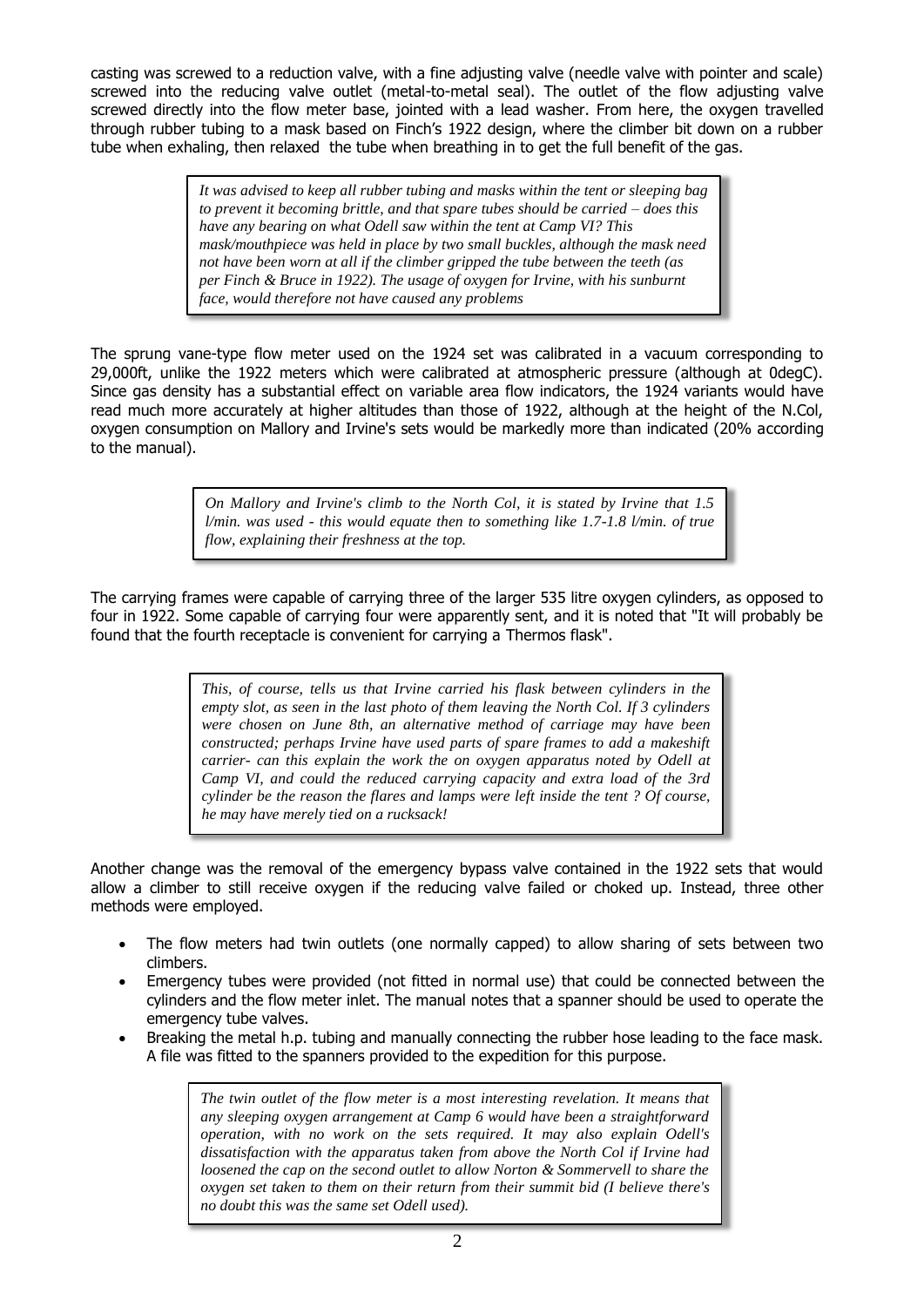casting was screwed to a reduction valve, with a fine adjusting valve (needle valve with pointer and scale) screwed into the reducing valve outlet (metal-to-metal seal). The outlet of the flow adjusting valve screwed directly into the flow meter base, jointed with a lead washer. From here, the oxygen travelled through rubber tubing to a mask based on Finch's 1922 design, where the climber bit down on a rubber tube when exhaling, then relaxed the tube when breathing in to get the full benefit of the gas.

> *It was advised to keep all rubber tubing and masks within the tent or sleeping bag to prevent it becoming brittle, and that spare tubes should be carried – does this have any bearing on what Odell saw within the tent at Camp VI? This mask/mouthpiece was held in place by two small buckles, although the mask need not have been worn at all if the climber gripped the tube between the teeth (as per Finch & Bruce in 1922). The usage of oxygen for Irvine, with his sunburnt face, would therefore not have caused any problems*

The sprung vane-type flow meter used on the 1924 set was calibrated in a vacuum corresponding to 29,000ft, unlike the 1922 meters which were calibrated at atmospheric pressure (although at 0degC). Since gas density has a substantial effect on variable area flow indicators, the 1924 variants would have read much more accurately at higher altitudes than those of 1922, although at the height of the N.Col, oxygen consumption on Mallory and Irvine's sets would be markedly more than indicated (20% according to the manual).

> *On Mallory and Irvine's climb to the North Col, it is stated by Irvine that 1.5 l/min. was used - this would equate then to something like 1.7-1.8 l/min. of true flow, explaining their freshness at the top.*

The carrying frames were capable of carrying three of the larger 535 litre oxygen cylinders, as opposed to four in 1922. Some capable of carrying four were apparently sent, and it is noted that "It will probably be found that the fourth receptacle is convenient for carrying a Thermos flask".

> *This, of course, tells us that Irvine carried his flask between cylinders in the empty slot, as seen in the last photo of them leaving the North Col. If 3 cylinders were chosen on June 8th, an alternative method of carriage may have been constructed; perhaps Irvine have used parts of spare frames to add a makeshift carrier- can this explain the work the on oxygen apparatus noted by Odell at Camp VI, and could the reduced carrying capacity and extra load of the 3rd cylinder be the reason the flares and lamps were left inside the tent ? Of course, he may have merely tied on a rucksack!*

Another change was the removal of the emergency bypass valve contained in the 1922 sets that would allow a climber to still receive oxygen if the reducing valve failed or choked up. Instead, three other methods were employed.

- The flow meters had twin outlets (one normally capped) to allow sharing of sets between two climbers.
- Emergency tubes were provided (not fitted in normal use) that could be connected between the cylinders and the flow meter inlet. The manual notes that a spanner should be used to operate the emergency tube valves.
- Breaking the metal h.p. tubing and manually connecting the rubber hose leading to the face mask. A file was fitted to the spanners provided to the expedition for this purpose.

> *The twin outlet of the flow meter is a most interesting revelation. It means that any sleeping oxygen arrangement at Camp 6 would have been a straightforward operation, with no work on the sets required. It may also explain Odell's dissatisfaction with the apparatus taken from above the North Col if Irvine had loosened the cap on the second outlet to allow Norton & Sommervell to share the oxygen set taken to them on their return from their summit bid (I believe there's no doubt this was the same set Odell used).*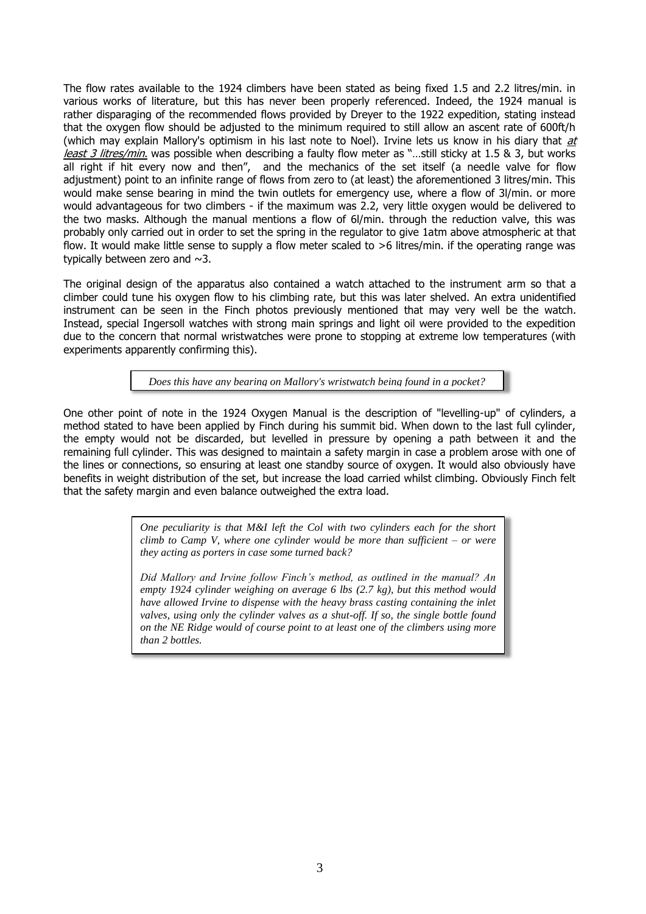The flow rates available to the 1924 climbers have been stated as being fixed 1.5 and 2.2 litres/min. in various works of literature, but this has never been properly referenced. Indeed, the 1924 manual is rather disparaging of the recommended flows provided by Dreyer to the 1922 expedition, stating instead that the oxygen flow should be adjusted to the minimum required to still allow an ascent rate of 600ft/h (which may explain Mallory's optimism in his last note to Noel). Irvine lets us know in his diary that *at least 3 litres/min.* was possible when describing a faulty flow meter as "…still sticky at 1.5 & 3, but works all right if hit every now and then", and the mechanics of the set itself (a needle valve for flow adjustment) point to an infinite range of flows from zero to (at least) the aforementioned 3 litres/min. This would make sense bearing in mind the twin outlets for emergency use, where a flow of 3l/min. or more would advantageous for two climbers - if the maximum was 2.2, very little oxygen would be delivered to the two masks. Although the manual mentions a flow of 6l/min. through the reduction valve, this was probably only carried out in order to set the spring in the regulator to give 1atm above atmospheric at that flow. It would make little sense to supply a flow meter scaled to >6 litres/min. if the operating range was typically between zero and ~3.

The original design of the apparatus also contained a watch attached to the instrument arm so that a climber could tune his oxygen flow to his climbing rate, but this was later shelved. An extra unidentified instrument can be seen in the Finch photos previously mentioned that may very well be the watch. Instead, special Ingersoll watches with strong main springs and light oil were provided to the expedition due to the concern that normal wristwatches were prone to stopping at extreme low temperatures (with experiments apparently confirming this).

*Does this have any bearing on Mallory's wristwatch being found in a pocket?*

One other point of note in the 1924 Oxygen Manual is the description of "levelling-up" of cylinders, a method stated to have been applied by Finch during his summit bid. When down to the last full cylinder, the empty would not be discarded, but levelled in pressure by opening a path between it and the remaining full cylinder. This was designed to maintain a safety margin in case a problem arose with one of the lines or connections, so ensuring at least one standby source of oxygen. It would also obviously have benefits in weight distribution of the set, but increase the load carried whilst climbing. Obviously Finch felt that the safety margin and even balance outweighed the extra load.

*One peculiarity is that M&I left the Col with two cylinders each for the short climb to Camp V, where one cylinder would be more than sufficient – or were they acting as porters in case some turned back?*

*Did Mallory and Irvine follow Finch's method, as outlined in the manual? An empty 1924 cylinder weighing on average 6 lbs (2.7 kg), but this method would have allowed Irvine to dispense with the heavy brass casting containing the inlet valves, using only the cylinder valves as a shut-off. If so, the single bottle found on the NE Ridge would of course point to at least one of the climbers using more than 2 bottles.*